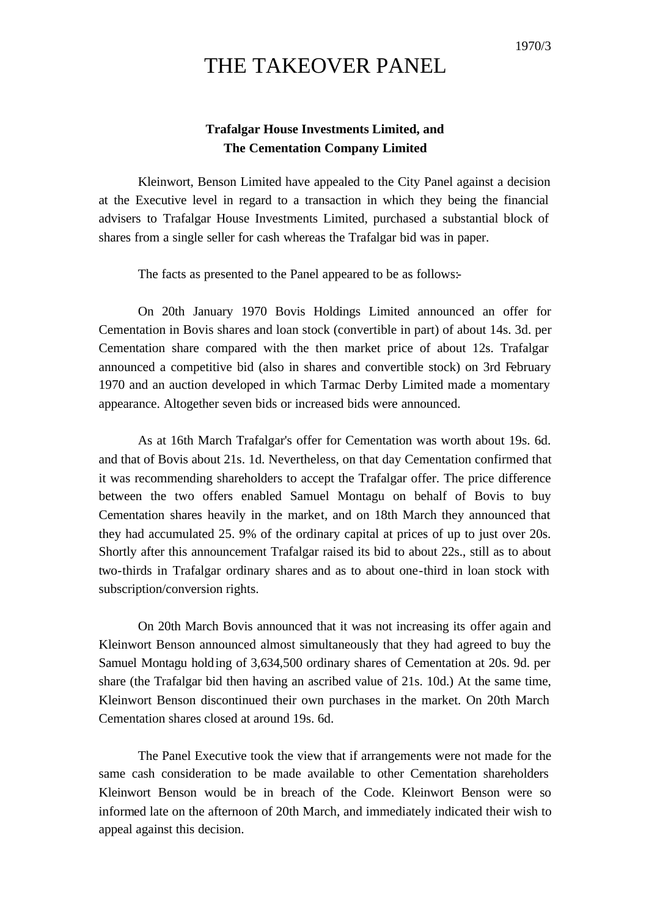1970/3

# THE TAKEOVER PANEL

**Trafalgar House Investments Limited, and**
**The Cementation Company Limited**

Kleinwort, Benson Limited have appealed to the City Panel against a decision at the Executive level in regard to a transaction in which they being the financial advisers to Trafalgar House Investments Limited, purchased a substantial block of shares from a single seller for cash whereas the Trafalgar bid was in paper.

The facts as presented to the Panel appeared to be as follows:-

On 20th January 1970 Bovis Holdings Limited announced an offer for Cementation in Bovis shares and loan stock (convertible in part) of about 14s. 3d. per Cementation share compared with the then market price of about 12s. Trafalgar announced a competitive bid (also in shares and convertible stock) on 3rd February 1970 and an auction developed in which Tarmac Derby Limited made a momentary appearance. Altogether seven bids or increased bids were announced.

As at 16th March Trafalgar's offer for Cementation was worth about 19s. 6d. and that of Bovis about 21s. 1d. Nevertheless, on that day Cementation confirmed that it was recommending shareholders to accept the Trafalgar offer. The price difference between the two offers enabled Samuel Montagu on behalf of Bovis to buy Cementation shares heavily in the market, and on 18th March they announced that they had accumulated 25. 9% of the ordinary capital at prices of up to just over 20s. Shortly after this announcement Trafalgar raised its bid to about 22s., still as to about two-thirds in Trafalgar ordinary shares and as to about one-third in loan stock with subscription/conversion rights.

On 20th March Bovis announced that it was not increasing its offer again and Kleinwort Benson announced almost simultaneously that they had agreed to buy the Samuel Montagu holding of 3,634,500 ordinary shares of Cementation at 20s. 9d. per share (the Trafalgar bid then having an ascribed value of 21s. 10d.) At the same time, Kleinwort Benson discontinued their own purchases in the market. On 20th March Cementation shares closed at around 19s. 6d.

The Panel Executive took the view that if arrangements were not made for the same cash consideration to be made available to other Cementation shareholders Kleinwort Benson would be in breach of the Code. Kleinwort Benson were so informed late on the afternoon of 20th March, and immediately indicated their wish to appeal against this decision.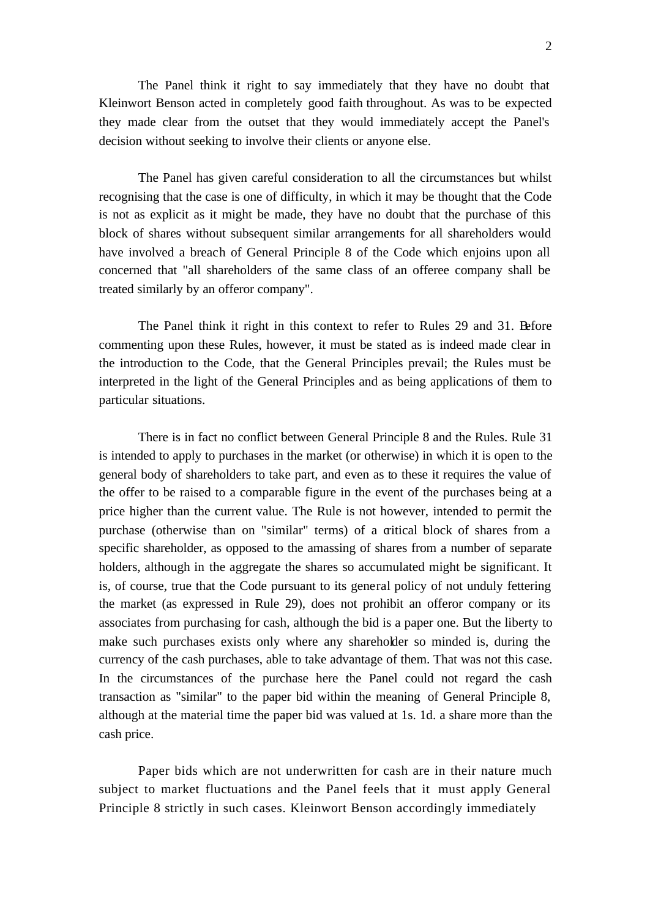The Panel think it right to say immediately that they have no doubt that Kleinwort Benson acted in completely good faith throughout. As was to be expected they made clear from the outset that they would immediately accept the Panel's decision without seeking to involve their clients or anyone else.

The Panel has given careful consideration to all the circumstances but whilst recognising that the case is one of difficulty, in which it may be thought that the Code is not as explicit as it might be made, they have no doubt that the purchase of this block of shares without subsequent similar arrangements for all shareholders would have involved a breach of General Principle 8 of the Code which enjoins upon all concerned that "all shareholders of the same class of an offeree company shall be treated similarly by an offeror company".

The Panel think it right in this context to refer to Rules 29 and 31. Before commenting upon these Rules, however, it must be stated as is indeed made clear in the introduction to the Code, that the General Principles prevail; the Rules must be interpreted in the light of the General Principles and as being applications of them to particular situations.

There is in fact no conflict between General Principle 8 and the Rules. Rule 31 is intended to apply to purchases in the market (or otherwise) in which it is open to the general body of shareholders to take part, and even as to these it requires the value of the offer to be raised to a comparable figure in the event of the purchases being at a price higher than the current value. The Rule is not however, intended to permit the purchase (otherwise than on "similar" terms) of a critical block of shares from a specific shareholder, as opposed to the amassing of shares from a number of separate holders, although in the aggregate the shares so accumulated might be significant. It is, of course, true that the Code pursuant to its general policy of not unduly fettering the market (as expressed in Rule 29), does not prohibit an offeror company or its associates from purchasing for cash, although the bid is a paper one. But the liberty to make such purchases exists only where any shareholder so minded is, during the currency of the cash purchases, able to take advantage of them. That was not this case. In the circumstances of the purchase here the Panel could not regard the cash transaction as "similar" to the paper bid within the meaning of General Principle 8, although at the material time the paper bid was valued at 1s. 1d. a share more than the cash price.

Paper bids which are not underwritten for cash are in their nature much subject to market fluctuations and the Panel feels that it must apply General Principle 8 strictly in such cases. Kleinwort Benson accordingly immediately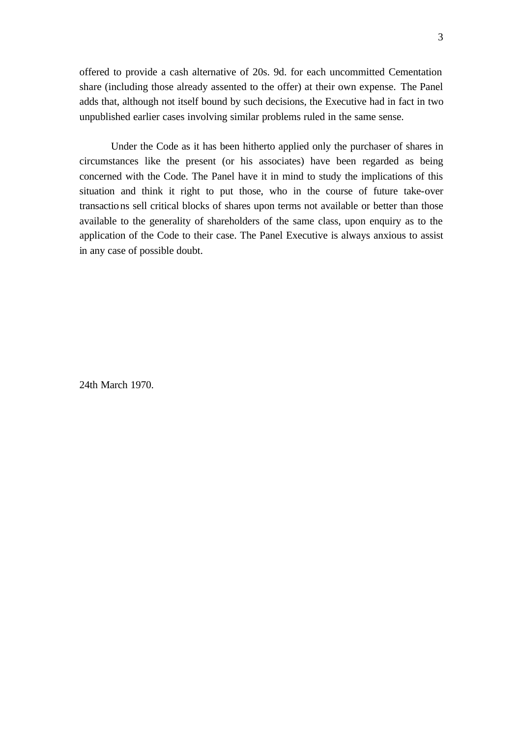offered to provide a cash alternative of 20s. 9d. for each uncommitted Cementation share (including those already assented to the offer) at their own expense. The Panel adds that, although not itself bound by such decisions, the Executive had in fact in two unpublished earlier cases involving similar problems ruled in the same sense.

Under the Code as it has been hitherto applied only the purchaser of shares in circumstances like the present (or his associates) have been regarded as being concerned with the Code. The Panel have it in mind to study the implications of this situation and think it right to put those, who in the course of future take-over transactions sell critical blocks of shares upon terms not available or better than those available to the generality of shareholders of the same class, upon enquiry as to the application of the Code to their case. The Panel Executive is always anxious to assist in any case of possible doubt.

24th March 1970.